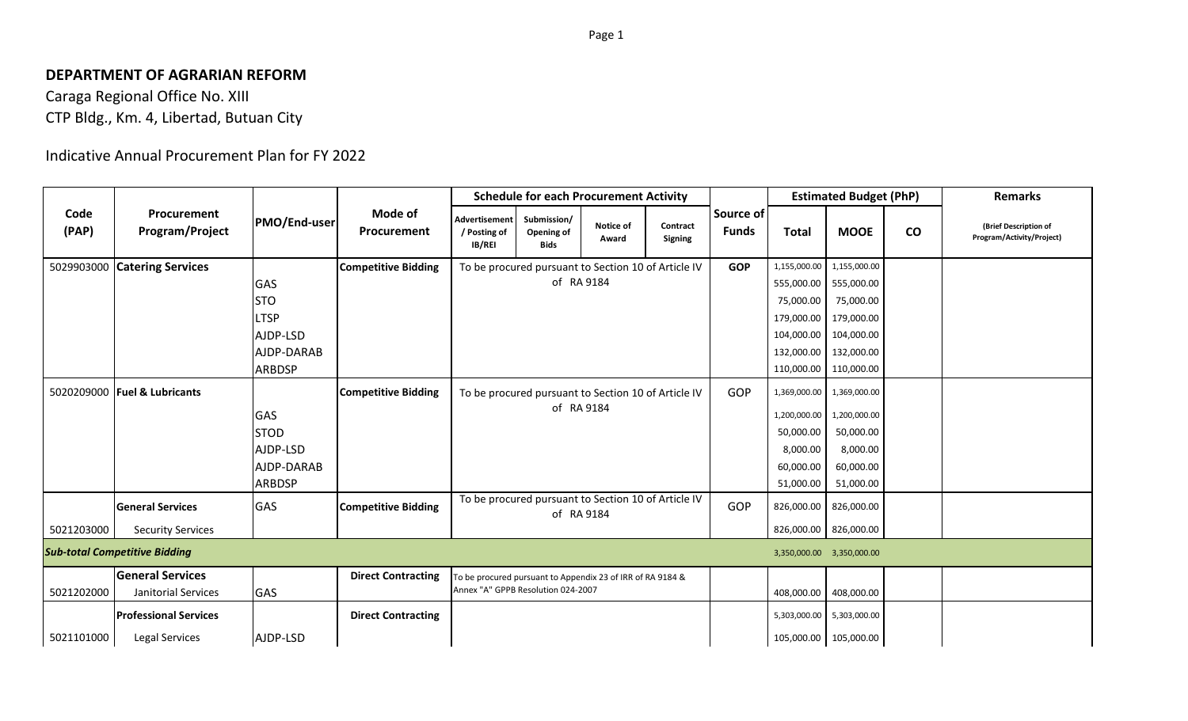**DEPARTMENT OF AGRARIAN REFORM**

Caraga Regional Office No. XIII

CTP Bldg., Km. 4, Libertad, Butuan City

Indicative Annual Procurement Plan for FY 2022

| Code (PAP) | Procurement Program/Project | PMO/End-user | Mode of Procurement | Schedule for each Procurement Activity | | | | Source of Funds | Estimated Budget (PhP) | | | Remarks |
|---|---|---|---|---|---|---|---|---|---|---|---|---|
| | | | | Advertisement / Posting of IB/REI | Submission/ Opening of Bids | Notice of Award | Contract Signing | | Total | MOOE | CO | (Brief Description of Program/Activity/Project) |
| 5029903000 | **Catering Services** | | **Competitive Bidding** | To be procured pursuant to Section 10 of Article IV of RA 9184 | | | | **GOP** | 1,155,000.00 | 1,155,000.00 | | |
| | | GAS | | | | | | | 555,000.00 | 555,000.00 | | |
| | | STO | | | | | | | 75,000.00 | 75,000.00 | | |
| | | LTSP | | | | | | | 179,000.00 | 179,000.00 | | |
| | | AJDP-LSD | | | | | | | 104,000.00 | 104,000.00 | | |
| | | AJDP-DARAB | | | | | | | 132,000.00 | 132,000.00 | | |
| | | ARBDSP | | | | | | | 110,000.00 | 110,000.00 | | |
| 5020209000 | **Fuel & Lubricants** | | **Competitive Bidding** | To be procured pursuant to Section 10 of Article IV of RA 9184 | | | | GOP | 1,369,000.00 | 1,369,000.00 | | |
| | | GAS | | | | | | | 1,200,000.00 | 1,200,000.00 | | |
| | | STOD | | | | | | | 50,000.00 | 50,000.00 | | |
| | | AJDP-LSD | | | | | | | 8,000.00 | 8,000.00 | | |
| | | AJDP-DARAB | | | | | | | 60,000.00 | 60,000.00 | | |
| | | ARBDSP | | | | | | | 51,000.00 | 51,000.00 | | |
| | **General Services** | GAS | **Competitive Bidding** | To be procured pursuant to Section 10 of Article IV of RA 9184 | | | | GOP | 826,000.00 | 826,000.00 | | |
| 5021203000 | Security Services | | | | | | | | 826,000.00 | 826,000.00 | | |
| ***Sub-total Competitive Bidding*** | | | | | | | | | 3,350,000.00 | 3,350,000.00 | | |
| | **General Services** | | **Direct Contracting** | To be procured pursuant to Appendix 23 of IRR of RA 9184 & Annex "A" GPPB Resolution 024-2007 | | | | | | | | |
| 5021202000 | Janitorial Services | GAS | | | | | | | 408,000.00 | 408,000.00 | | |
| | **Professional Services** | | **Direct Contracting** | | | | | | 5,303,000.00 | 5,303,000.00 | | |
| 5021101000 | Legal Services | AJDP-LSD | | | | | | | 105,000.00 | 105,000.00 | | |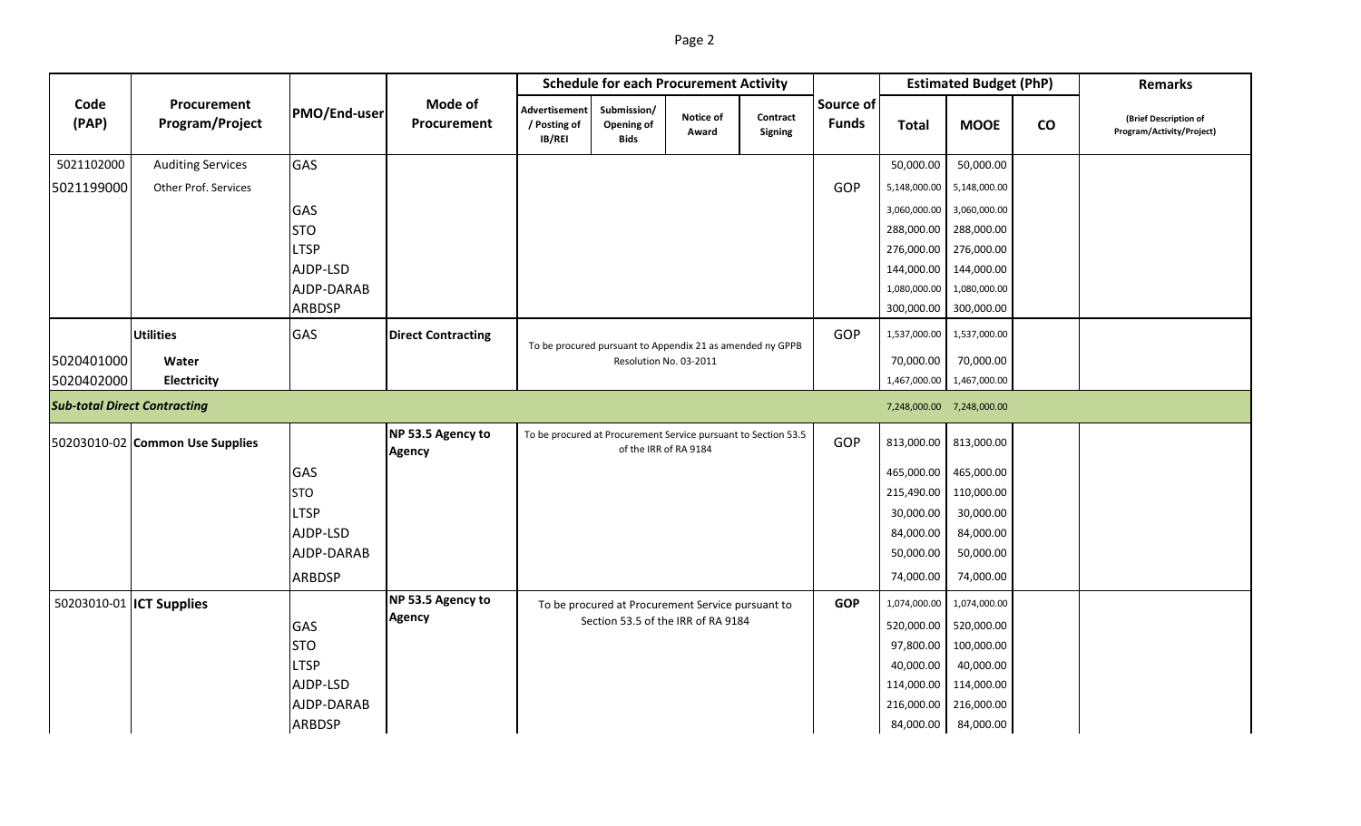| Code (PAP) | Procurement Program/Project | PMO/End-user | Mode of Procurement | Schedule for each Procurement Activity | | | | Source of Funds | Estimated Budget (PhP) | | | Remarks |
|---|---|---|---|---|---|---|---|---|---|---|---|---|
| | | | | Advertisement / Posting of IB/REI | Submission/ Opening of Bids | Notice of Award | Contract Signing | | Total | MOOE | CO | (Brief Description of Program/Activity/Project) |
| 5021102000 | Auditing Services | GAS | | | | | | | 50,000.00 | 50,000.00 | | |
| 5021199000 | Other Prof. Services | | | | | | | GOP | 5,148,000.00 | 5,148,000.00 | | |
| | | GAS | | | | | | | 3,060,000.00 | 3,060,000.00 | | |
| | | STO | | | | | | | 288,000.00 | 288,000.00 | | |
| | | LTSP | | | | | | | 276,000.00 | 276,000.00 | | |
| | | AJDP-LSD | | | | | | | 144,000.00 | 144,000.00 | | |
| | | AJDP-DARAB | | | | | | | 1,080,000.00 | 1,080,000.00 | | |
| | | ARBDSP | | | | | | | 300,000.00 | 300,000.00 | | |
| | **Utilities** | GAS | **Direct Contracting** | To be procured pursuant to Appendix 21 as amended ny GPPB Resolution No. 03-2011 | | | | GOP | 1,537,000.00 | 1,537,000.00 | | |
| 5020401000 | **Water** | | | | | | | | 70,000.00 | 70,000.00 | | |
| 5020402000 | **Electricity** | | | | | | | | 1,467,000.00 | 1,467,000.00 | | |
| ***Sub-total Direct Contracting*** | | | | | | | | | 7,248,000.00 | 7,248,000.00 | | |
| 50203010-02 | **Common Use Supplies** | | **NP 53.5 Agency to Agency** | To be procured at Procurement Service pursuant to Section 53.5 of the IRR of RA 9184 | | | | GOP | 813,000.00 | 813,000.00 | | |
| | | GAS | | | | | | | 465,000.00 | 465,000.00 | | |
| | | STO | | | | | | | 215,490.00 | 110,000.00 | | |
| | | LTSP | | | | | | | 30,000.00 | 30,000.00 | | |
| | | AJDP-LSD | | | | | | | 84,000.00 | 84,000.00 | | |
| | | AJDP-DARAB | | | | | | | 50,000.00 | 50,000.00 | | |
| | | ARBDSP | | | | | | | 74,000.00 | 74,000.00 | | |
| 50203010-01 | **ICT Supplies** | | **NP 53.5 Agency to Agency** | To be procured at Procurement Service pursuant to Section 53.5 of the IRR of RA 9184 | | | | **GOP** | 1,074,000.00 | 1,074,000.00 | | |
| | | GAS | | | | | | | 520,000.00 | 520,000.00 | | |
| | | STO | | | | | | | 97,800.00 | 100,000.00 | | |
| | | LTSP | | | | | | | 40,000.00 | 40,000.00 | | |
| | | AJDP-LSD | | | | | | | 114,000.00 | 114,000.00 | | |
| | | AJDP-DARAB | | | | | | | 216,000.00 | 216,000.00 | | |
| | | ARBDSP | | | | | | | 84,000.00 | 84,000.00 | | |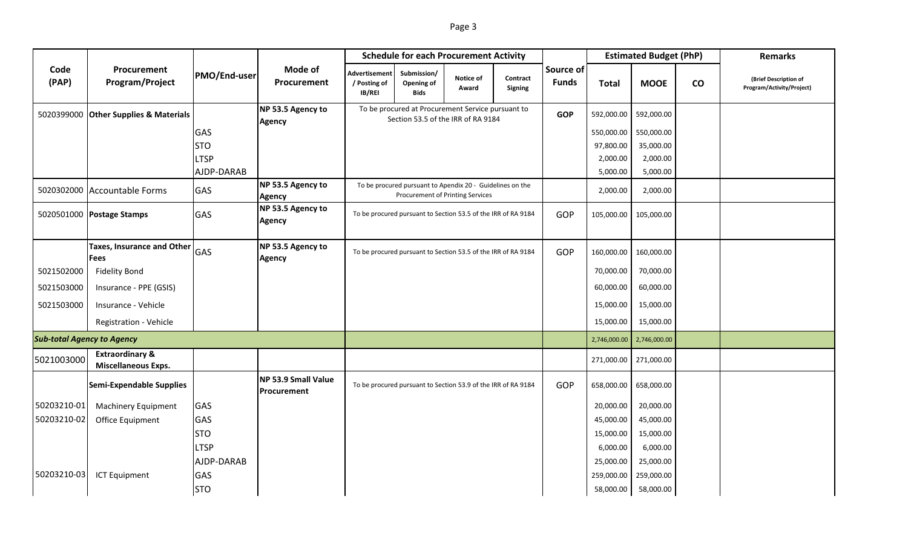| Code (PAP) | Procurement Program/Project | PMO/End-user | Mode of Procurement | Schedule for each Procurement Activity | | | | Source of Funds | Estimated Budget (PhP) | | | Remarks |
|---|---|---|---|---|---|---|---|---|---|---|---|---|
| | | | | Advertisement / Posting of IB/REI | Submission/ Opening of Bids | Notice of Award | Contract Signing | | Total | MOOE | CO | (Brief Description of Program/Activity/Project) |
| 5020399000 | **Other Supplies & Materials** | | NP 53.5 Agency to Agency | To be procured at Procurement Service pursuant to Section 53.5 of the IRR of RA 9184 | | | | **GOP** | 592,000.00 | 592,000.00 | | |
| | | GAS | | | | | | | 550,000.00 | 550,000.00 | | |
| | | STO | | | | | | | 97,800.00 | 35,000.00 | | |
| | | LTSP | | | | | | | 2,000.00 | 2,000.00 | | |
| | | AJDP-DARAB | | | | | | | 5,000.00 | 5,000.00 | | |
| 5020302000 | Accountable Forms | GAS | NP 53.5 Agency to Agency | To be procured pursuant to Apendix 20 - Guidelines on the Procurement of Printing Services | | | | | 2,000.00 | 2,000.00 | | |
| 5020501000 | **Postage Stamps** | GAS | NP 53.5 Agency to Agency | To be procured pursuant to Section 53.5 of the IRR of RA 9184 | | | | GOP | 105,000.00 | 105,000.00 | | |
| | **Taxes, Insurance and Other Fees** | GAS | NP 53.5 Agency to Agency | To be procured pursuant to Section 53.5 of the IRR of RA 9184 | | | | GOP | 160,000.00 | 160,000.00 | | |
| 5021502000 | Fidelity Bond | | | | | | | | 70,000.00 | 70,000.00 | | |
| 5021503000 | Insurance - PPE (GSIS) | | | | | | | | 60,000.00 | 60,000.00 | | |
| 5021503000 | Insurance - Vehicle | | | | | | | | 15,000.00 | 15,000.00 | | |
| | Registration - Vehicle | | | | | | | | 15,000.00 | 15,000.00 | | |
| ***Sub-total Agency to Agency*** | | | | | | | | | 2,746,000.00 | 2,746,000.00 | | |
| 5021003000 | **Extraordinary & Miscellaneous Exps.** | | | | | | | | 271,000.00 | 271,000.00 | | |
| | **Semi-Expendable Supplies** | | NP 53.9 Small Value Procurement | To be procured pursuant to Section 53.9 of the IRR of RA 9184 | | | | GOP | 658,000.00 | 658,000.00 | | |
| 50203210-01 | Machinery Equipment | GAS | | | | | | | 20,000.00 | 20,000.00 | | |
| 50203210-02 | Office Equipment | GAS | | | | | | | 45,000.00 | 45,000.00 | | |
| | | STO | | | | | | | 15,000.00 | 15,000.00 | | |
| | | LTSP | | | | | | | 6,000.00 | 6,000.00 | | |
| | | AJDP-DARAB | | | | | | | 25,000.00 | 25,000.00 | | |
| 50203210-03 | ICT Equipment | GAS | | | | | | | 259,000.00 | 259,000.00 | | |
| | | STO | | | | | | | 58,000.00 | 58,000.00 | | |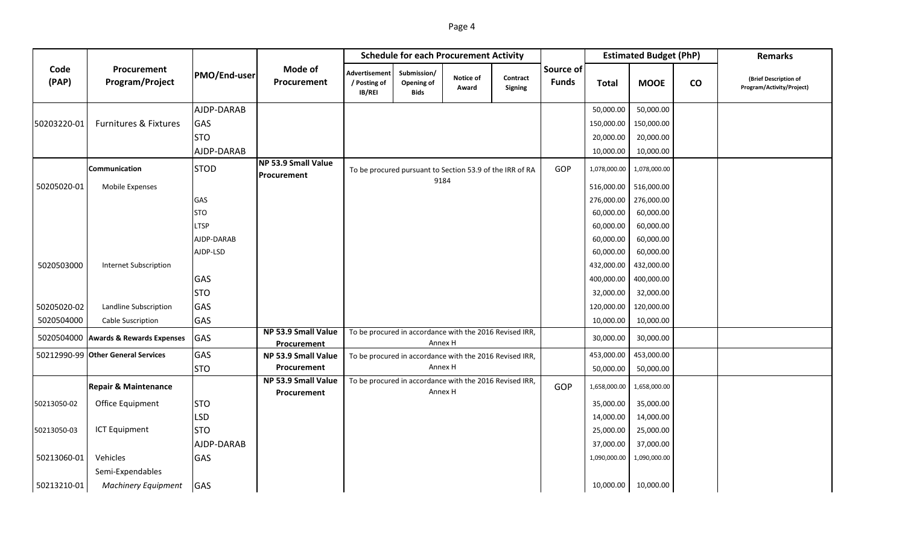| Code (PAP) | Procurement Program/Project | PMO/End-user | Mode of Procurement | Schedule for each Procurement Activity | | | | Source of Funds | Estimated Budget (PhP) | | | Remarks |
|---|---|---|---|---|---|---|---|---|---|---|---|---|
| | | | | Advertisement / Posting of IB/REI | Submission/ Opening of Bids | Notice of Award | Contract Signing | | Total | MOOE | CO | (Brief Description of Program/Activity/Project) |
| | | AJDP-DARAB | | | | | | | 50,000.00 | 50,000.00 | | |
| 50203220-01 | Furnitures & Fixtures | GAS | | | | | | | 150,000.00 | 150,000.00 | | |
| | | STO | | | | | | | 20,000.00 | 20,000.00 | | |
| | | AJDP-DARAB | | | | | | | 10,000.00 | 10,000.00 | | |
| | **Communication** | STOD | **NP 53.9 Small Value Procurement** | To be procured pursuant to Section 53.9 of the IRR of RA 9184 | | | | GOP | 1,078,000.00 | 1,078,000.00 | | |
| 50205020-01 | Mobile Expenses | | | | | | | | 516,000.00 | 516,000.00 | | |
| | | GAS | | | | | | | 276,000.00 | 276,000.00 | | |
| | | STO | | | | | | | 60,000.00 | 60,000.00 | | |
| | | LTSP | | | | | | | 60,000.00 | 60,000.00 | | |
| | | AJDP-DARAB | | | | | | | 60,000.00 | 60,000.00 | | |
| | | AJDP-LSD | | | | | | | 60,000.00 | 60,000.00 | | |
| 5020503000 | Internet Subscription | | | | | | | | 432,000.00 | 432,000.00 | | |
| | | GAS | | | | | | | 400,000.00 | 400,000.00 | | |
| | | STO | | | | | | | 32,000.00 | 32,000.00 | | |
| 50205020-02 | Landline Subscription | GAS | | | | | | | 120,000.00 | 120,000.00 | | |
| 5020504000 | Cable Suscription | GAS | | | | | | | 10,000.00 | 10,000.00 | | |
| 5020504000 | **Awards & Rewards Expenses** | GAS | **NP 53.9 Small Value Procurement** | To be procured in accordance with the 2016 Revised IRR, Annex H | | | | | 30,000.00 | 30,000.00 | | |
| 50212990-99 | **Other General Services** | GAS | **NP 53.9 Small Value Procurement** | To be procured in accordance with the 2016 Revised IRR, Annex H | | | | | 453,000.00 | 453,000.00 | | |
| | | STO | | | | | | | 50,000.00 | 50,000.00 | | |
| | **Repair & Maintenance** | | **NP 53.9 Small Value Procurement** | To be procured in accordance with the 2016 Revised IRR, Annex H | | | | GOP | 1,658,000.00 | 1,658,000.00 | | |
| 50213050-02 | Office Equipment | STO | | | | | | | 35,000.00 | 35,000.00 | | |
| | | LSD | | | | | | | 14,000.00 | 14,000.00 | | |
| 50213050-03 | ICT Equipment | STO | | | | | | | 25,000.00 | 25,000.00 | | |
| | | AJDP-DARAB | | | | | | | 37,000.00 | 37,000.00 | | |
| 50213060-01 | Vehicles | GAS | | | | | | | 1,090,000.00 | 1,090,000.00 | | |
| | Semi-Expendables | | | | | | | | | | | |
| 50213210-01 | *Machinery Equipment* | GAS | | | | | | | 10,000.00 | 10,000.00 | | |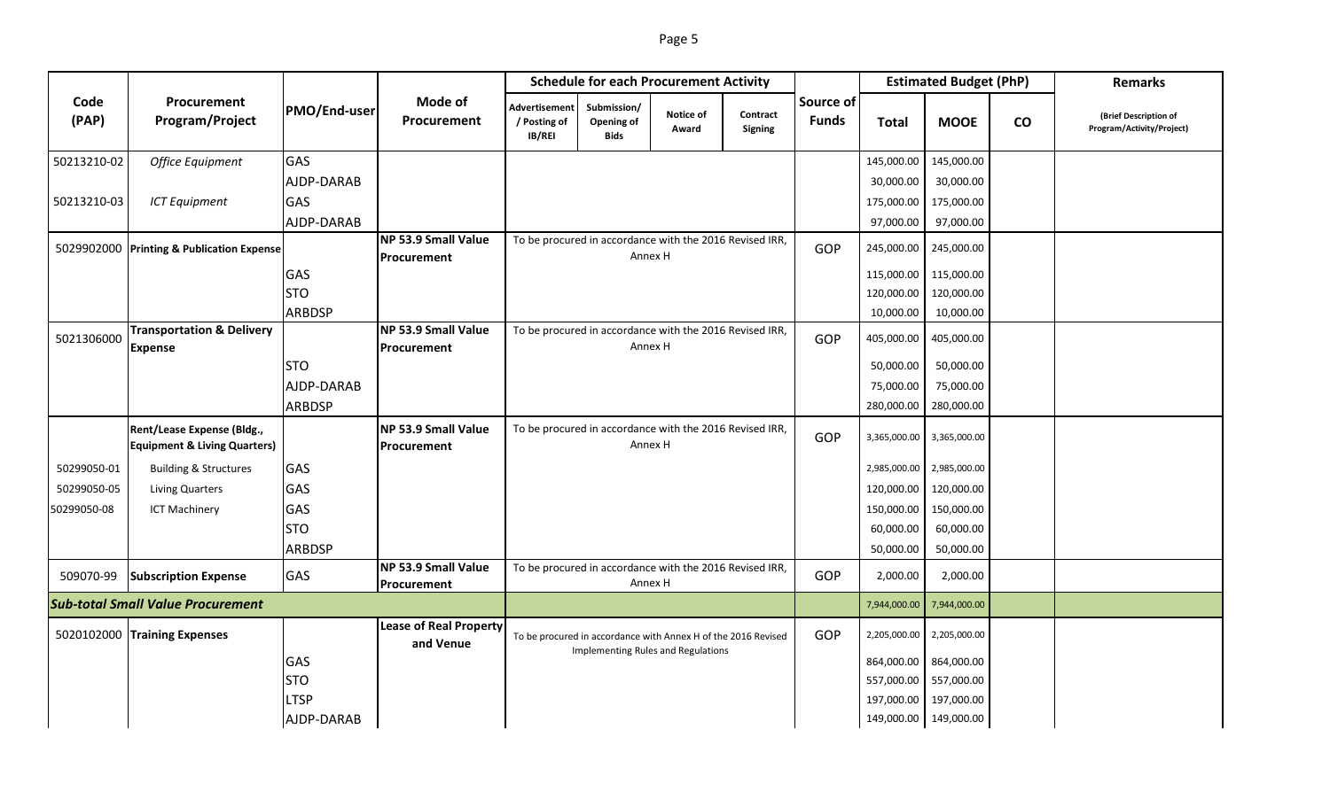| Code (PAP) | Procurement Program/Project | PMO/End-user | Mode of Procurement | Schedule for each Procurement Activity | | | | Source of Funds | Estimated Budget (PhP) | | | Remarks |
|---|---|---|---|---|---|---|---|---|---|---|---|---|
| | | | | Advertisement / Posting of IB/REI | Submission/ Opening of Bids | Notice of Award | Contract Signing | | Total | MOOE | CO | (Brief Description of Program/Activity/Project) |
| 50213210-02 | *Office Equipment* | GAS | | | | | | | 145,000.00 | 145,000.00 | | |
| | | AJDP-DARAB | | | | | | | 30,000.00 | 30,000.00 | | |
| 50213210-03 | *ICT Equipment* | GAS | | | | | | | 175,000.00 | 175,000.00 | | |
| | | AJDP-DARAB | | | | | | | 97,000.00 | 97,000.00 | | |
| 5029902000 | **Printing & Publication Expense** | | **NP 53.9 Small Value Procurement** | To be procured in accordance with the 2016 Revised IRR, Annex H | | | | GOP | 245,000.00 | 245,000.00 | | |
| | | GAS | | | | | | | 115,000.00 | 115,000.00 | | |
| | | STO | | | | | | | 120,000.00 | 120,000.00 | | |
| | | ARBDSP | | | | | | | 10,000.00 | 10,000.00 | | |
| 5021306000 | **Transportation & Delivery Expense** | | **NP 53.9 Small Value Procurement** | To be procured in accordance with the 2016 Revised IRR, Annex H | | | | GOP | 405,000.00 | 405,000.00 | | |
| | | STO | | | | | | | 50,000.00 | 50,000.00 | | |
| | | AJDP-DARAB | | | | | | | 75,000.00 | 75,000.00 | | |
| | | ARBDSP | | | | | | | 280,000.00 | 280,000.00 | | |
| | **Rent/Lease Expense (Bldg., Equipment & Living Quarters)** | | **NP 53.9 Small Value Procurement** | To be procured in accordance with the 2016 Revised IRR, Annex H | | | | GOP | 3,365,000.00 | 3,365,000.00 | | |
| 50299050-01 | Building & Structures | GAS | | | | | | | 2,985,000.00 | 2,985,000.00 | | |
| 50299050-05 | Living Quarters | GAS | | | | | | | 120,000.00 | 120,000.00 | | |
| 50299050-08 | ICT Machinery | GAS | | | | | | | 150,000.00 | 150,000.00 | | |
| | | STO | | | | | | | 60,000.00 | 60,000.00 | | |
| | | ARBDSP | | | | | | | 50,000.00 | 50,000.00 | | |
| 509070-99 | **Subscription Expense** | GAS | **NP 53.9 Small Value Procurement** | To be procured in accordance with the 2016 Revised IRR, Annex H | | | | GOP | 2,000.00 | 2,000.00 | | |
| ***Sub-total Small Value Procurement*** | | | | | | | | | 7,944,000.00 | 7,944,000.00 | | |
| 5020102000 | **Training Expenses** | | **Lease of Real Property and Venue** | To be procured in accordance with Annex H of the 2016 Revised Implementing Rules and Regulations | | | | GOP | 2,205,000.00 | 2,205,000.00 | | |
| | | GAS | | | | | | | 864,000.00 | 864,000.00 | | |
| | | STO | | | | | | | 557,000.00 | 557,000.00 | | |
| | | LTSP | | | | | | | 197,000.00 | 197,000.00 | | |
| | | AJDP-DARAB | | | | | | | 149,000.00 | 149,000.00 | | |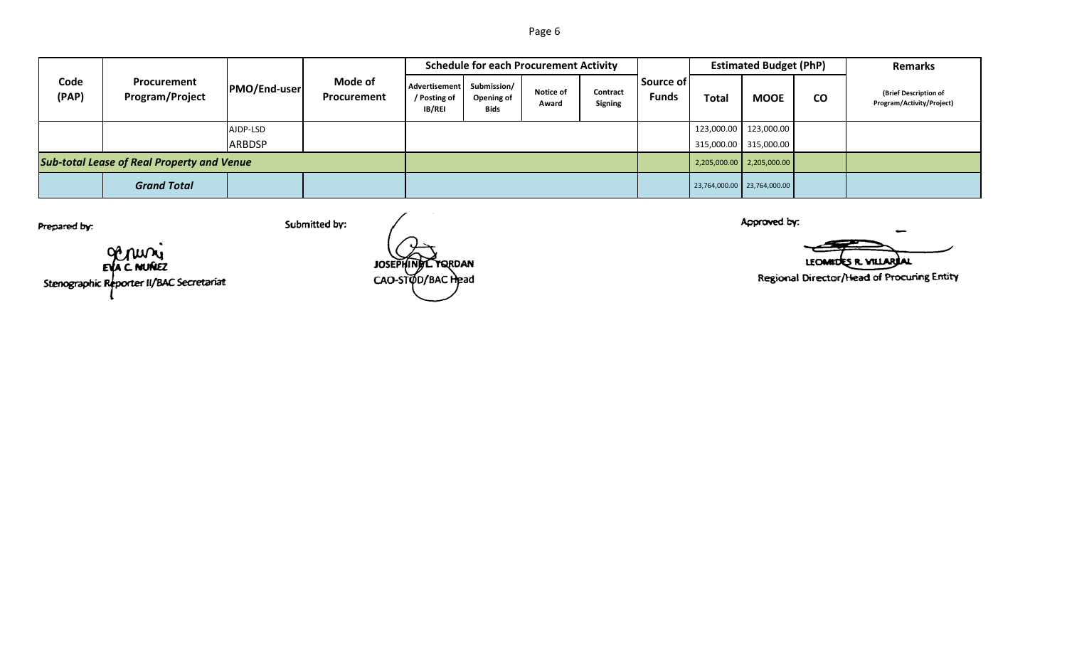| Code (PAP) | Procurement Program/Project | PMO/End-user | Mode of Procurement | Schedule for each Procurement Activity | | | | Source of Funds | Estimated Budget (PhP) | | | Remarks |
|---|---|---|---|---|---|---|---|---|---|---|---|---|
| | | | | Advertisement / Posting of IB/REI | Submission/ Opening of Bids | Notice of Award | Contract Signing | | Total | MOOE | CO | (Brief Description of Program/Activity/Project) |
| | | AJDP-LSD | | | | | | | 123,000.00 | 123,000.00 | | |
| | | ARBDSP | | | | | | | 315,000.00 | 315,000.00 | | |
| ***Sub-total Lease of Real Property and Venue*** | | | | | | | | | 2,205,000.00 | 2,205,000.00 | | |
| | ***Grand Total*** | | | | | | | | 23,764,000.00 | 23,764,000.00 | | |

Prepared by:

EVA C. NUÑEZ
Stenographic Reporter II/BAC Secretariat

Submitted by:

JOSEPHINE L. YORDAN
CAO-STOD/BAC Head

Approved by:

LEONIDES R. VILLAREAL
Regional Director/Head of Procuring Entity